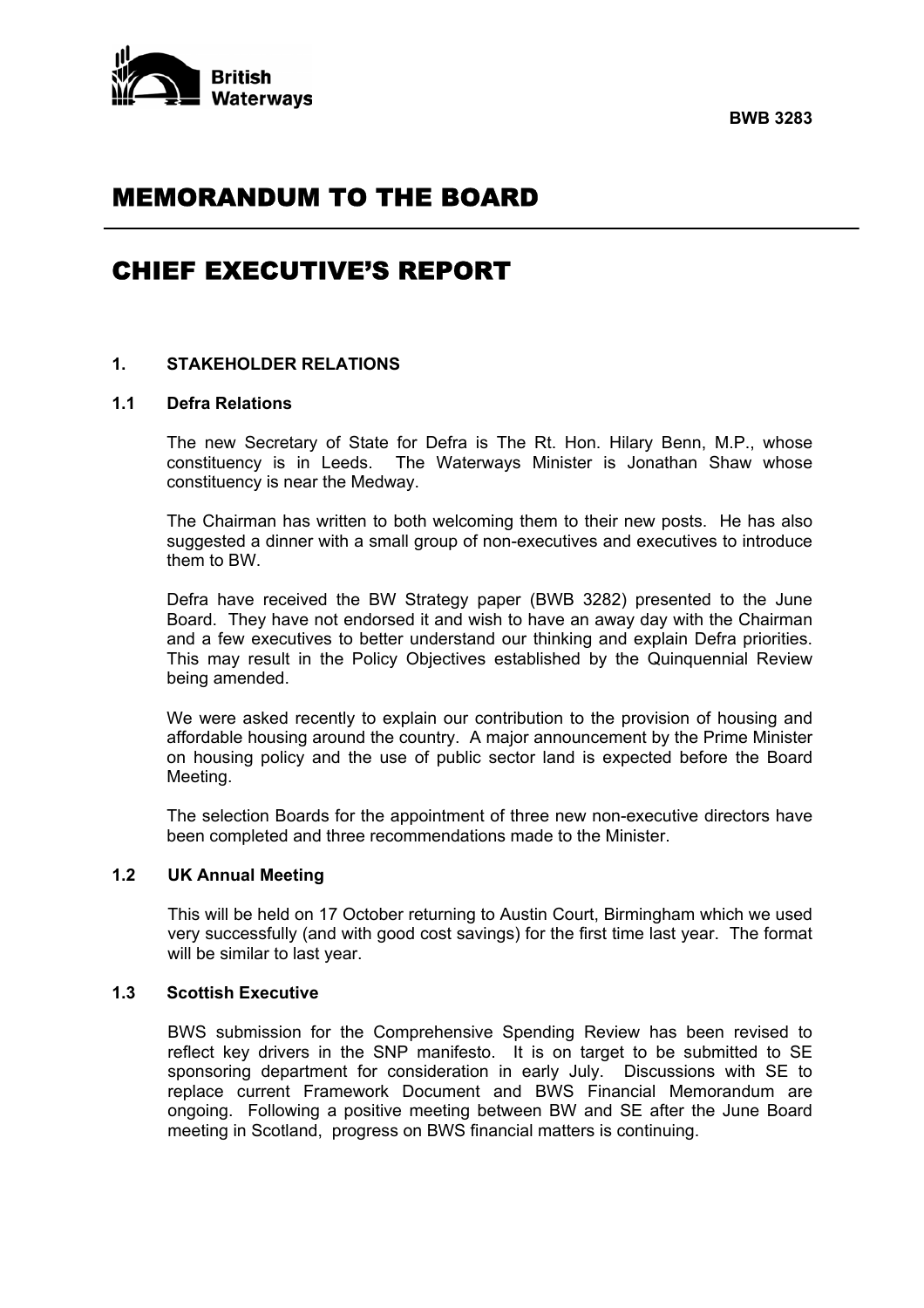British Waterways

**BWB 3283**

# MEMORANDUM TO THE BOARD

# CHIEF EXECUTIVE'S REPORT

## 1. STAKEHOLDER RELATIONS

### 1.1 Defra Relations

The new Secretary of State for Defra is The Rt. Hon. Hilary Benn, M.P., whose constituency is in Leeds. The Waterways Minister is Jonathan Shaw whose constituency is near the Medway.

The Chairman has written to both welcoming them to their new posts. He has also suggested a dinner with a small group of non-executives and executives to introduce them to BW.

Defra have received the BW Strategy paper (BWB 3282) presented to the June Board. They have not endorsed it and wish to have an away day with the Chairman and a few executives to better understand our thinking and explain Defra priorities. This may result in the Policy Objectives established by the Quinquennial Review being amended.

We were asked recently to explain our contribution to the provision of housing and affordable housing around the country. A major announcement by the Prime Minister on housing policy and the use of public sector land is expected before the Board Meeting.

The selection Boards for the appointment of three new non-executive directors have been completed and three recommendations made to the Minister.

### 1.2 UK Annual Meeting

This will be held on 17 October returning to Austin Court, Birmingham which we used very successfully (and with good cost savings) for the first time last year. The format will be similar to last year.

### 1.3 Scottish Executive

BWS submission for the Comprehensive Spending Review has been revised to reflect key drivers in the SNP manifesto. It is on target to be submitted to SE sponsoring department for consideration in early July. Discussions with SE to replace current Framework Document and BWS Financial Memorandum are ongoing. Following a positive meeting between BW and SE after the June Board meeting in Scotland, progress on BWS financial matters is continuing.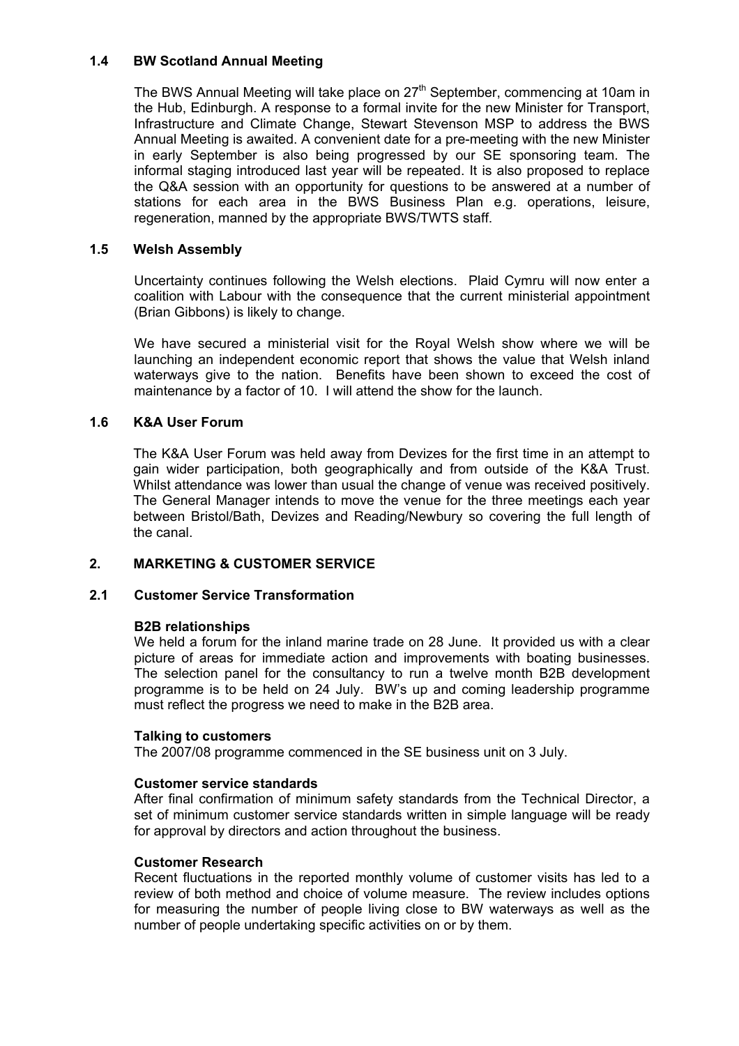### 1.4 BW Scotland Annual Meeting

The BWS Annual Meeting will take place on 27th September, commencing at 10am in the Hub, Edinburgh. A response to a formal invite for the new Minister for Transport, Infrastructure and Climate Change, Stewart Stevenson MSP to address the BWS Annual Meeting is awaited. A convenient date for a pre-meeting with the new Minister in early September is also being progressed by our SE sponsoring team. The informal staging introduced last year will be repeated. It is also proposed to replace the Q&A session with an opportunity for questions to be answered at a number of stations for each area in the BWS Business Plan e.g. operations, leisure, regeneration, manned by the appropriate BWS/TWTS staff.

### 1.5 Welsh Assembly

Uncertainty continues following the Welsh elections. Plaid Cymru will now enter a coalition with Labour with the consequence that the current ministerial appointment (Brian Gibbons) is likely to change.

We have secured a ministerial visit for the Royal Welsh show where we will be launching an independent economic report that shows the value that Welsh inland waterways give to the nation. Benefits have been shown to exceed the cost of maintenance by a factor of 10. I will attend the show for the launch.

### 1.6 K&A User Forum

The K&A User Forum was held away from Devizes for the first time in an attempt to gain wider participation, both geographically and from outside of the K&A Trust. Whilst attendance was lower than usual the change of venue was received positively. The General Manager intends to move the venue for the three meetings each year between Bristol/Bath, Devizes and Reading/Newbury so covering the full length of the canal.

## 2. MARKETING & CUSTOMER SERVICE

### 2.1 Customer Service Transformation

**B2B relationships**

We held a forum for the inland marine trade on 28 June. It provided us with a clear picture of areas for immediate action and improvements with boating businesses. The selection panel for the consultancy to run a twelve month B2B development programme is to be held on 24 July. BW's up and coming leadership programme must reflect the progress we need to make in the B2B area.

**Talking to customers**

The 2007/08 programme commenced in the SE business unit on 3 July.

**Customer service standards**

After final confirmation of minimum safety standards from the Technical Director, a set of minimum customer service standards written in simple language will be ready for approval by directors and action throughout the business.

**Customer Research**

Recent fluctuations in the reported monthly volume of customer visits has led to a review of both method and choice of volume measure. The review includes options for measuring the number of people living close to BW waterways as well as the number of people undertaking specific activities on or by them.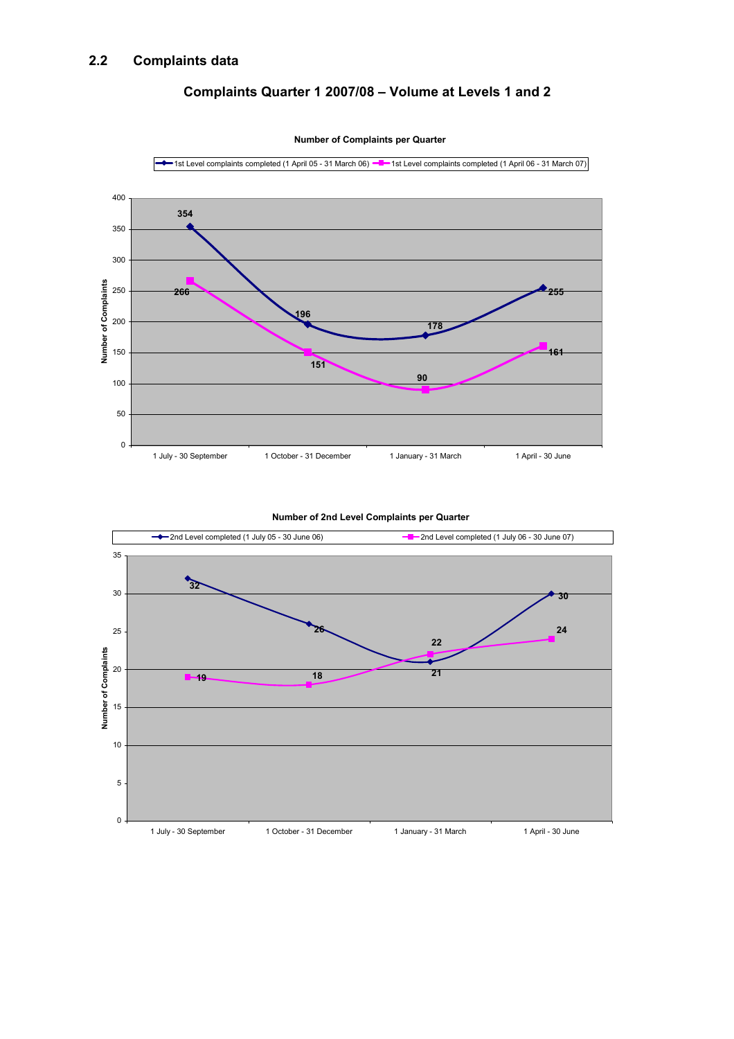## 2.2 Complaints data

### Complaints Quarter 1 2007/08 – Volume at Levels 1 and 2

**Number of Complaints per Quarter**

| Quarter | 1st Level complaints completed (1 April 05 - 31 March 06) | 1st Level complaints completed (1 April 06 - 31 March 07) |
|---|---|---|
| 1 July - 30 September | 354 | 266 |
| 1 October - 31 December | 196 | 151 |
| 1 January - 31 March | 178 | 90 |
| 1 April - 30 June | 255 | 161 |

**Number of 2nd Level Complaints per Quarter**

| Quarter | 2nd Level completed (1 July 05 - 30 June 06) | 2nd Level completed (1 July 06 - 30 June 07) |
|---|---|---|
| 1 July - 30 September | 32 | 19 |
| 1 October - 31 December | 26 | 18 |
| 1 January - 31 March | 21 | 22 |
| 1 April - 30 June | 30 | 24 |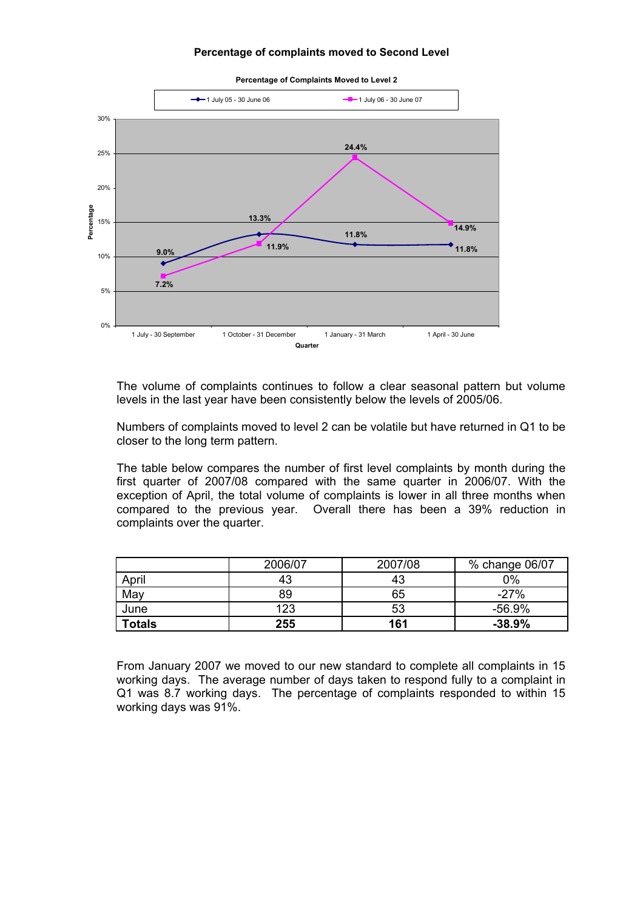**Percentage of complaints moved to Second Level**

The volume of complaints continues to follow a clear seasonal pattern but volume levels in the last year have been consistently below the levels of 2005/06.

Numbers of complaints moved to level 2 can be volatile but have returned in Q1 to be closer to the long term pattern.

The table below compares the number of first level complaints by month during the first quarter of 2007/08 compared with the same quarter in 2006/07. With the exception of April, the total volume of complaints is lower in all three months when compared to the previous year. Overall there has been a 39% reduction in complaints over the quarter.

| | 2006/07 | 2007/08 | % change 06/07 |
|---|---|---|---|
| April | 43 | 43 | 0% |
| May | 89 | 65 | -27% |
| June | 123 | 53 | -56.9% |
| **Totals** | **255** | **161** | **-38.9%** |

From January 2007 we moved to our new standard to complete all complaints in 15 working days. The average number of days taken to respond fully to a complaint in Q1 was 8.7 working days. The percentage of complaints responded to within 15 working days was 91%.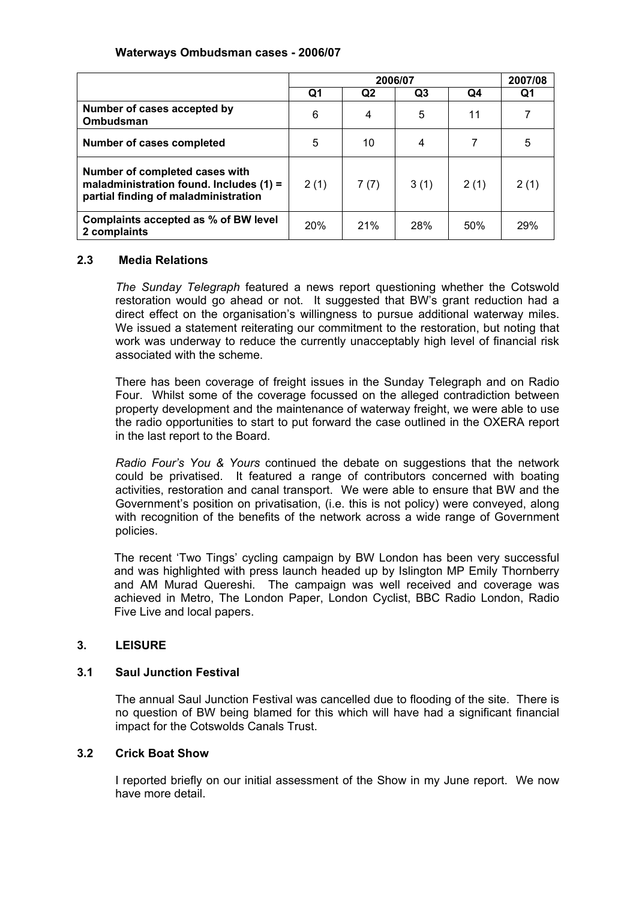**Waterways Ombudsman cases - 2006/07**

| | 2006/07 | | | | 2007/08 |
|---|---|---|---|---|---|
| | Q1 | Q2 | Q3 | Q4 | Q1 |
| **Number of cases accepted by Ombudsman** | 6 | 4 | 5 | 11 | 7 |
| **Number of cases completed** | 5 | 10 | 4 | 7 | 5 |
| **Number of completed cases with maladministration found. Includes (1) = partial finding of maladministration** | 2 (1) | 7 (7) | 3 (1) | 2 (1) | 2 (1) |
| **Complaints accepted as % of BW level 2 complaints** | 20% | 21% | 28% | 50% | 29% |

### 2.3 Media Relations

*The Sunday Telegraph* featured a news report questioning whether the Cotswold restoration would go ahead or not. It suggested that BW's grant reduction had a direct effect on the organisation's willingness to pursue additional waterway miles. We issued a statement reiterating our commitment to the restoration, but noting that work was underway to reduce the currently unacceptably high level of financial risk associated with the scheme.

There has been coverage of freight issues in the Sunday Telegraph and on Radio Four. Whilst some of the coverage focussed on the alleged contradiction between property development and the maintenance of waterway freight, we were able to use the radio opportunities to start to put forward the case outlined in the OXERA report in the last report to the Board.

*Radio Four's You & Yours* continued the debate on suggestions that the network could be privatised. It featured a range of contributors concerned with boating activities, restoration and canal transport. We were able to ensure that BW and the Government's position on privatisation, (i.e. this is not policy) were conveyed, along with recognition of the benefits of the network across a wide range of Government policies.

The recent 'Two Tings' cycling campaign by BW London has been very successful and was highlighted with press launch headed up by Islington MP Emily Thornberry and AM Murad Quereshi. The campaign was well received and coverage was achieved in Metro, The London Paper, London Cyclist, BBC Radio London, Radio Five Live and local papers.

## 3. LEISURE

### 3.1 Saul Junction Festival

The annual Saul Junction Festival was cancelled due to flooding of the site. There is no question of BW being blamed for this which will have had a significant financial impact for the Cotswolds Canals Trust.

### 3.2 Crick Boat Show

I reported briefly on our initial assessment of the Show in my June report. We now have more detail.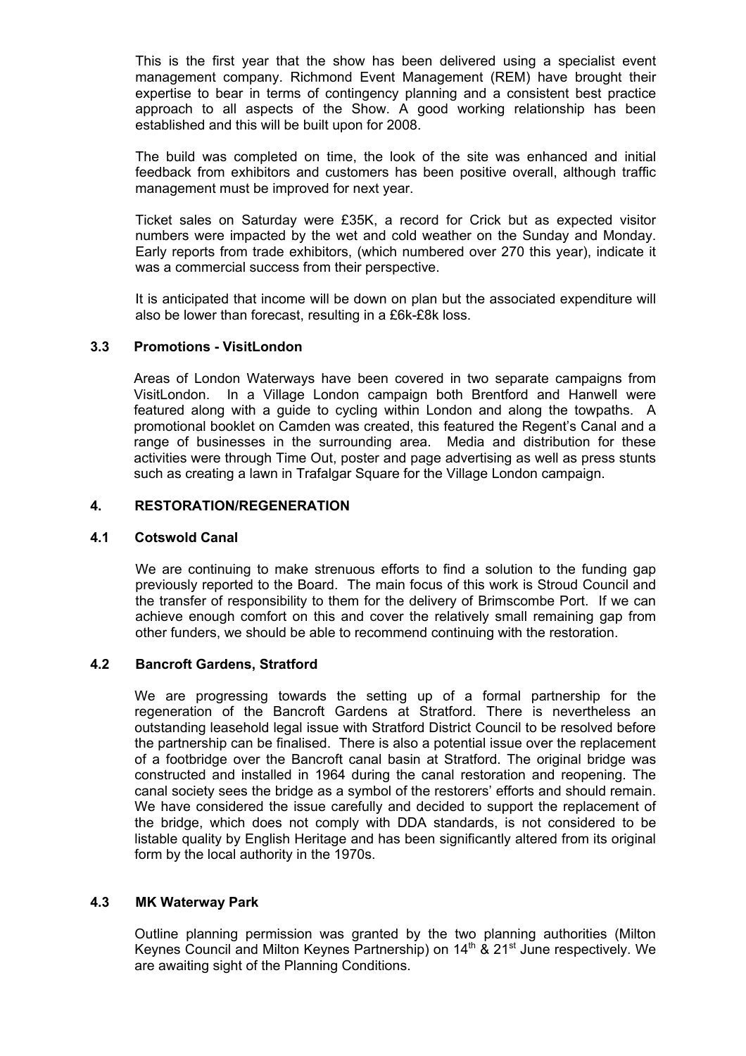This is the first year that the show has been delivered using a specialist event management company. Richmond Event Management (REM) have brought their expertise to bear in terms of contingency planning and a consistent best practice approach to all aspects of the Show. A good working relationship has been established and this will be built upon for 2008.

The build was completed on time, the look of the site was enhanced and initial feedback from exhibitors and customers has been positive overall, although traffic management must be improved for next year.

Ticket sales on Saturday were £35K, a record for Crick but as expected visitor numbers were impacted by the wet and cold weather on the Sunday and Monday. Early reports from trade exhibitors, (which numbered over 270 this year), indicate it was a commercial success from their perspective.

It is anticipated that income will be down on plan but the associated expenditure will also be lower than forecast, resulting in a £6k-£8k loss.

### 3.3 Promotions - VisitLondon

Areas of London Waterways have been covered in two separate campaigns from VisitLondon. In a Village London campaign both Brentford and Hanwell were featured along with a guide to cycling within London and along the towpaths. A promotional booklet on Camden was created, this featured the Regent's Canal and a range of businesses in the surrounding area. Media and distribution for these activities were through Time Out, poster and page advertising as well as press stunts such as creating a lawn in Trafalgar Square for the Village London campaign.

## 4. RESTORATION/REGENERATION

### 4.1 Cotswold Canal

We are continuing to make strenuous efforts to find a solution to the funding gap previously reported to the Board. The main focus of this work is Stroud Council and the transfer of responsibility to them for the delivery of Brimscombe Port. If we can achieve enough comfort on this and cover the relatively small remaining gap from other funders, we should be able to recommend continuing with the restoration.

### 4.2 Bancroft Gardens, Stratford

We are progressing towards the setting up of a formal partnership for the regeneration of the Bancroft Gardens at Stratford. There is nevertheless an outstanding leasehold legal issue with Stratford District Council to be resolved before the partnership can be finalised. There is also a potential issue over the replacement of a footbridge over the Bancroft canal basin at Stratford. The original bridge was constructed and installed in 1964 during the canal restoration and reopening. The canal society sees the bridge as a symbol of the restorers' efforts and should remain. We have considered the issue carefully and decided to support the replacement of the bridge, which does not comply with DDA standards, is not considered to be listable quality by English Heritage and has been significantly altered from its original form by the local authority in the 1970s.

### 4.3 MK Waterway Park

Outline planning permission was granted by the two planning authorities (Milton Keynes Council and Milton Keynes Partnership) on 14th & 21st June respectively. We are awaiting sight of the Planning Conditions.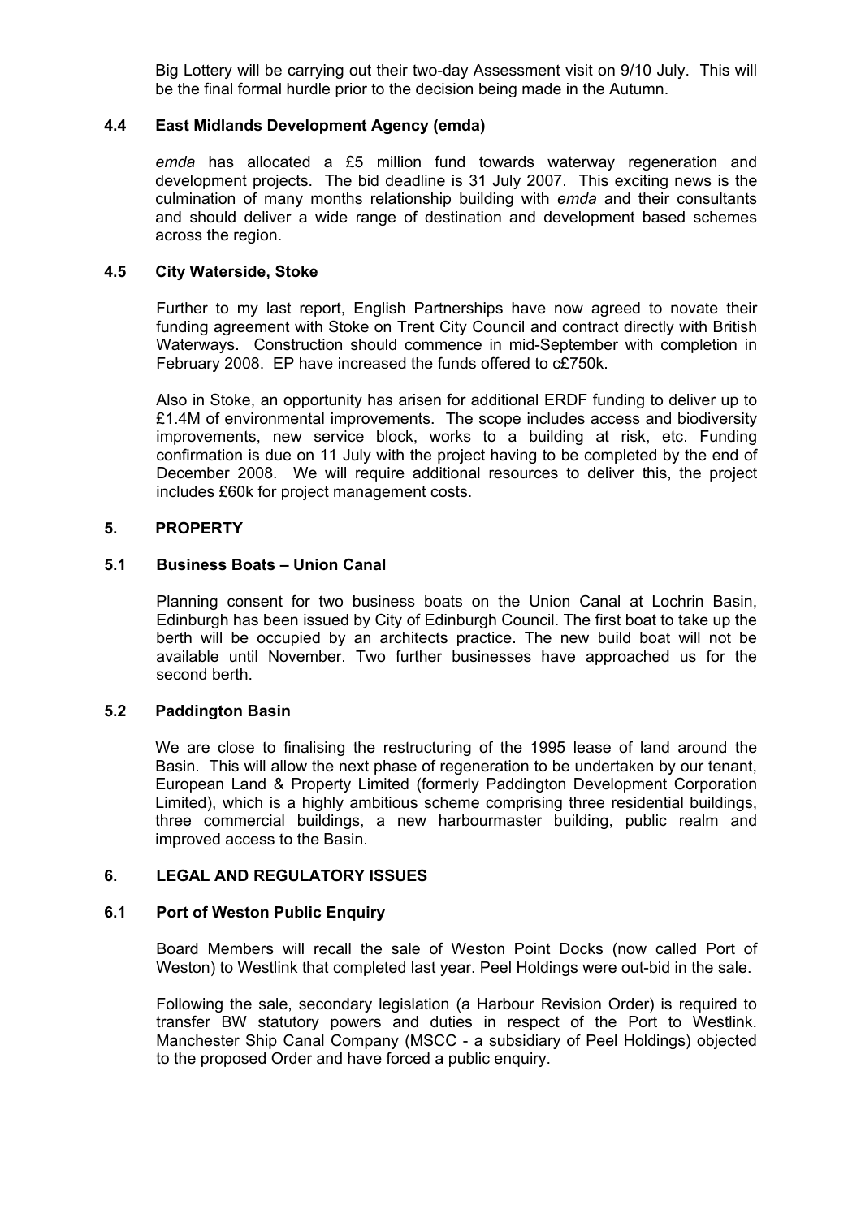Big Lottery will be carrying out their two-day Assessment visit on 9/10 July. This will be the final formal hurdle prior to the decision being made in the Autumn.

### 4.4 East Midlands Development Agency (emda)

*emda* has allocated a £5 million fund towards waterway regeneration and development projects. The bid deadline is 31 July 2007. This exciting news is the culmination of many months relationship building with *emda* and their consultants and should deliver a wide range of destination and development based schemes across the region.

### 4.5 City Waterside, Stoke

Further to my last report, English Partnerships have now agreed to novate their funding agreement with Stoke on Trent City Council and contract directly with British Waterways. Construction should commence in mid-September with completion in February 2008. EP have increased the funds offered to c£750k.

Also in Stoke, an opportunity has arisen for additional ERDF funding to deliver up to £1.4M of environmental improvements. The scope includes access and biodiversity improvements, new service block, works to a building at risk, etc. Funding confirmation is due on 11 July with the project having to be completed by the end of December 2008. We will require additional resources to deliver this, the project includes £60k for project management costs.

## 5. PROPERTY

### 5.1 Business Boats – Union Canal

Planning consent for two business boats on the Union Canal at Lochrin Basin, Edinburgh has been issued by City of Edinburgh Council. The first boat to take up the berth will be occupied by an architects practice. The new build boat will not be available until November. Two further businesses have approached us for the second berth.

### 5.2 Paddington Basin

We are close to finalising the restructuring of the 1995 lease of land around the Basin. This will allow the next phase of regeneration to be undertaken by our tenant, European Land & Property Limited (formerly Paddington Development Corporation Limited), which is a highly ambitious scheme comprising three residential buildings, three commercial buildings, a new harbourmaster building, public realm and improved access to the Basin.

## 6. LEGAL AND REGULATORY ISSUES

### 6.1 Port of Weston Public Enquiry

Board Members will recall the sale of Weston Point Docks (now called Port of Weston) to Westlink that completed last year. Peel Holdings were out-bid in the sale.

Following the sale, secondary legislation (a Harbour Revision Order) is required to transfer BW statutory powers and duties in respect of the Port to Westlink. Manchester Ship Canal Company (MSCC - a subsidiary of Peel Holdings) objected to the proposed Order and have forced a public enquiry.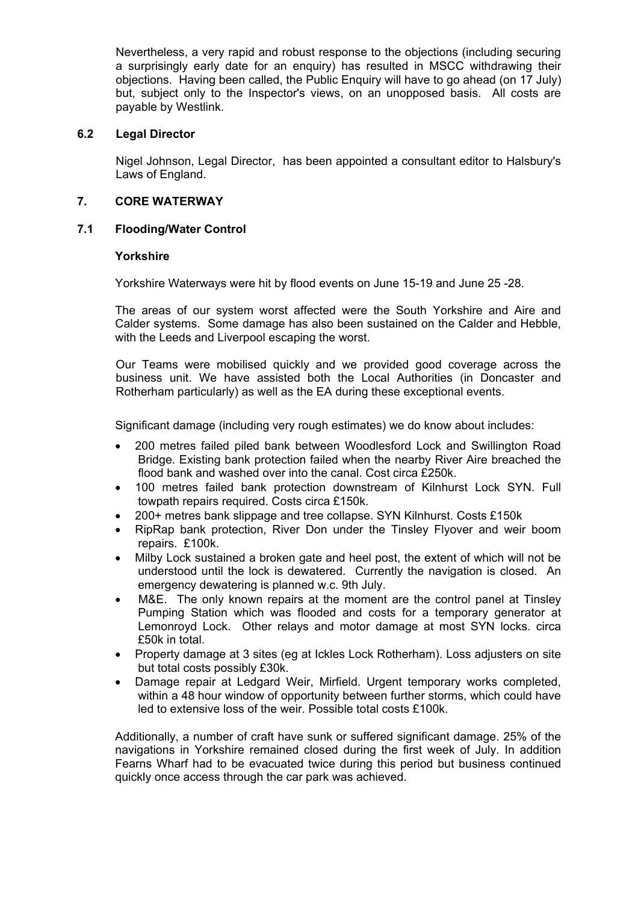Nevertheless, a very rapid and robust response to the objections (including securing a surprisingly early date for an enquiry) has resulted in MSCC withdrawing their objections. Having been called, the Public Enquiry will have to go ahead (on 17 July) but, subject only to the Inspector's views, on an unopposed basis. All costs are payable by Westlink.

### 6.2 Legal Director

Nigel Johnson, Legal Director, has been appointed a consultant editor to Halsbury's Laws of England.

## 7. CORE WATERWAY

### 7.1 Flooding/Water Control

**Yorkshire**

Yorkshire Waterways were hit by flood events on June 15-19 and June 25 -28.

The areas of our system worst affected were the South Yorkshire and Aire and Calder systems. Some damage has also been sustained on the Calder and Hebble, with the Leeds and Liverpool escaping the worst.

Our Teams were mobilised quickly and we provided good coverage across the business unit. We have assisted both the Local Authorities (in Doncaster and Rotherham particularly) as well as the EA during these exceptional events.

Significant damage (including very rough estimates) we do know about includes:

- 200 metres failed piled bank between Woodlesford Lock and Swillington Road Bridge. Existing bank protection failed when the nearby River Aire breached the flood bank and washed over into the canal. Cost circa £250k.
- 100 metres failed bank protection downstream of Kilnhurst Lock SYN. Full towpath repairs required. Costs circa £150k.
- 200+ metres bank slippage and tree collapse. SYN Kilnhurst. Costs £150k
- RipRap bank protection, River Don under the Tinsley Flyover and weir boom repairs. £100k.
- Milby Lock sustained a broken gate and heel post, the extent of which will not be understood until the lock is dewatered. Currently the navigation is closed. An emergency dewatering is planned w.c. 9th July.
- M&E. The only known repairs at the moment are the control panel at Tinsley Pumping Station which was flooded and costs for a temporary generator at Lemonroyd Lock. Other relays and motor damage at most SYN locks. circa £50k in total.
- Property damage at 3 sites (eg at Ickles Lock Rotherham). Loss adjusters on site but total costs possibly £30k.
- Damage repair at Ledgard Weir, Mirfield. Urgent temporary works completed, within a 48 hour window of opportunity between further storms, which could have led to extensive loss of the weir. Possible total costs £100k.

Additionally, a number of craft have sunk or suffered significant damage. 25% of the navigations in Yorkshire remained closed during the first week of July. In addition Fearns Wharf had to be evacuated twice during this period but business continued quickly once access through the car park was achieved.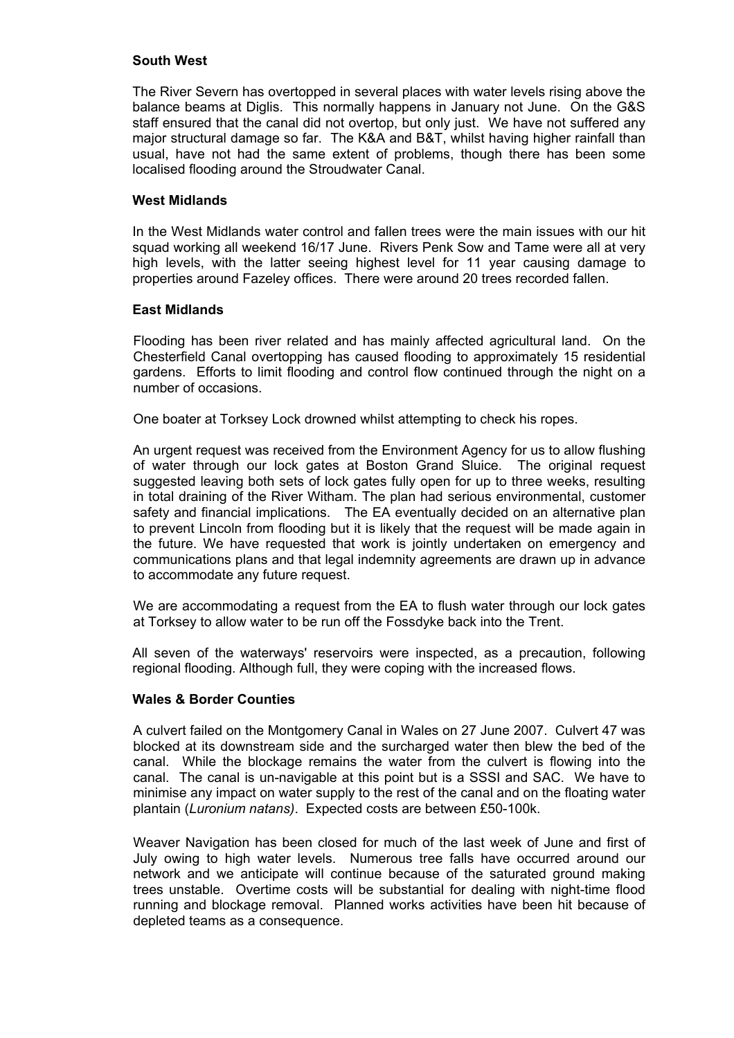**South West**

The River Severn has overtopped in several places with water levels rising above the balance beams at Diglis. This normally happens in January not June. On the G&S staff ensured that the canal did not overtop, but only just. We have not suffered any major structural damage so far. The K&A and B&T, whilst having higher rainfall than usual, have not had the same extent of problems, though there has been some localised flooding around the Stroudwater Canal.

**West Midlands**

In the West Midlands water control and fallen trees were the main issues with our hit squad working all weekend 16/17 June. Rivers Penk Sow and Tame were all at very high levels, with the latter seeing highest level for 11 year causing damage to properties around Fazeley offices. There were around 20 trees recorded fallen.

**East Midlands**

Flooding has been river related and has mainly affected agricultural land. On the Chesterfield Canal overtopping has caused flooding to approximately 15 residential gardens. Efforts to limit flooding and control flow continued through the night on a number of occasions.

One boater at Torksey Lock drowned whilst attempting to check his ropes.

An urgent request was received from the Environment Agency for us to allow flushing of water through our lock gates at Boston Grand Sluice. The original request suggested leaving both sets of lock gates fully open for up to three weeks, resulting in total draining of the River Witham. The plan had serious environmental, customer safety and financial implications. The EA eventually decided on an alternative plan to prevent Lincoln from flooding but it is likely that the request will be made again in the future. We have requested that work is jointly undertaken on emergency and communications plans and that legal indemnity agreements are drawn up in advance to accommodate any future request.

We are accommodating a request from the EA to flush water through our lock gates at Torksey to allow water to be run off the Fossdyke back into the Trent.

All seven of the waterways' reservoirs were inspected, as a precaution, following regional flooding. Although full, they were coping with the increased flows.

**Wales & Border Counties**

A culvert failed on the Montgomery Canal in Wales on 27 June 2007. Culvert 47 was blocked at its downstream side and the surcharged water then blew the bed of the canal. While the blockage remains the water from the culvert is flowing into the canal. The canal is un-navigable at this point but is a SSSI and SAC. We have to minimise any impact on water supply to the rest of the canal and on the floating water plantain (*Luronium natans)*. Expected costs are between £50-100k.

Weaver Navigation has been closed for much of the last week of June and first of July owing to high water levels. Numerous tree falls have occurred around our network and we anticipate will continue because of the saturated ground making trees unstable. Overtime costs will be substantial for dealing with night-time flood running and blockage removal. Planned works activities have been hit because of depleted teams as a consequence.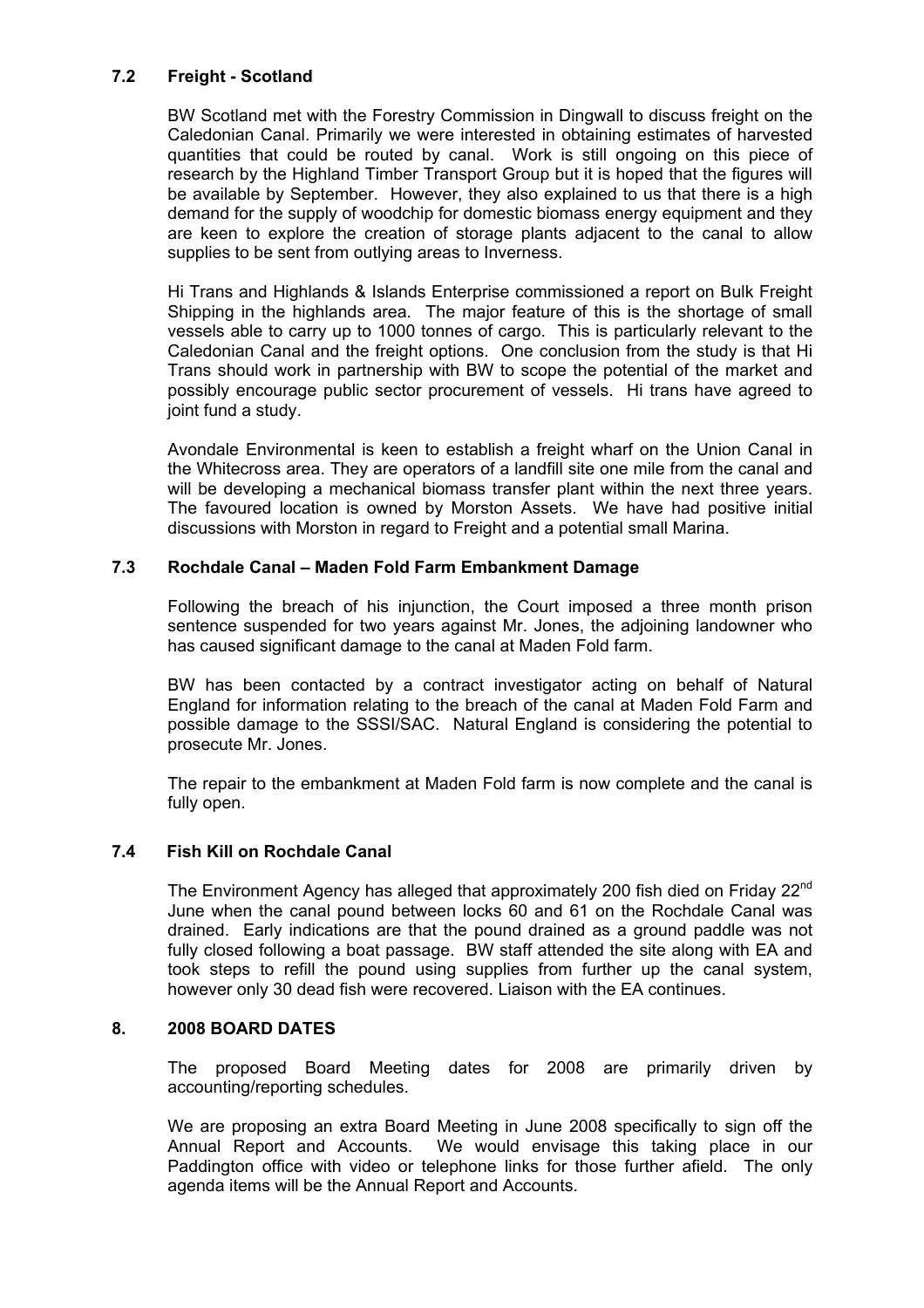### 7.2 Freight - Scotland

BW Scotland met with the Forestry Commission in Dingwall to discuss freight on the Caledonian Canal. Primarily we were interested in obtaining estimates of harvested quantities that could be routed by canal. Work is still ongoing on this piece of research by the Highland Timber Transport Group but it is hoped that the figures will be available by September. However, they also explained to us that there is a high demand for the supply of woodchip for domestic biomass energy equipment and they are keen to explore the creation of storage plants adjacent to the canal to allow supplies to be sent from outlying areas to Inverness.

Hi Trans and Highlands & Islands Enterprise commissioned a report on Bulk Freight Shipping in the highlands area. The major feature of this is the shortage of small vessels able to carry up to 1000 tonnes of cargo. This is particularly relevant to the Caledonian Canal and the freight options. One conclusion from the study is that Hi Trans should work in partnership with BW to scope the potential of the market and possibly encourage public sector procurement of vessels. Hi trans have agreed to joint fund a study.

Avondale Environmental is keen to establish a freight wharf on the Union Canal in the Whitecross area. They are operators of a landfill site one mile from the canal and will be developing a mechanical biomass transfer plant within the next three years. The favoured location is owned by Morston Assets. We have had positive initial discussions with Morston in regard to Freight and a potential small Marina.

### 7.3 Rochdale Canal – Maden Fold Farm Embankment Damage

Following the breach of his injunction, the Court imposed a three month prison sentence suspended for two years against Mr. Jones, the adjoining landowner who has caused significant damage to the canal at Maden Fold farm.

BW has been contacted by a contract investigator acting on behalf of Natural England for information relating to the breach of the canal at Maden Fold Farm and possible damage to the SSSI/SAC. Natural England is considering the potential to prosecute Mr. Jones.

The repair to the embankment at Maden Fold farm is now complete and the canal is fully open.

### 7.4 Fish Kill on Rochdale Canal

The Environment Agency has alleged that approximately 200 fish died on Friday 22nd June when the canal pound between locks 60 and 61 on the Rochdale Canal was drained. Early indications are that the pound drained as a ground paddle was not fully closed following a boat passage. BW staff attended the site along with EA and took steps to refill the pound using supplies from further up the canal system, however only 30 dead fish were recovered. Liaison with the EA continues.

## 8. 2008 BOARD DATES

The proposed Board Meeting dates for 2008 are primarily driven by accounting/reporting schedules.

We are proposing an extra Board Meeting in June 2008 specifically to sign off the Annual Report and Accounts. We would envisage this taking place in our Paddington office with video or telephone links for those further afield. The only agenda items will be the Annual Report and Accounts.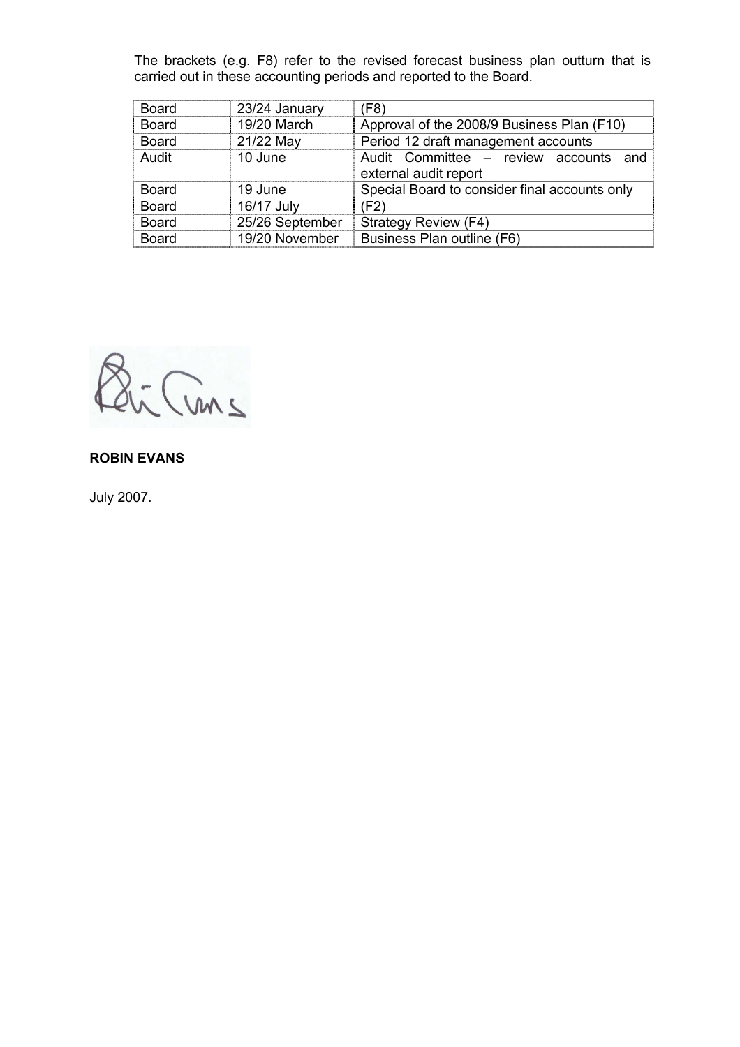The brackets (e.g. F8) refer to the revised forecast business plan outturn that is carried out in these accounting periods and reported to the Board.

| | | |
|---|---|---|
| Board | 23/24 January | (F8) |
| Board | 19/20 March | Approval of the 2008/9 Business Plan (F10) |
| Board | 21/22 May | Period 12 draft management accounts |
| Audit | 10 June | Audit Committee – review accounts and external audit report |
| Board | 19 June | Special Board to consider final accounts only |
| Board | 16/17 July | (F2) |
| Board | 25/26 September | Strategy Review (F4) |
| Board | 19/20 November | Business Plan outline (F6) |

**ROBIN EVANS**

July 2007.